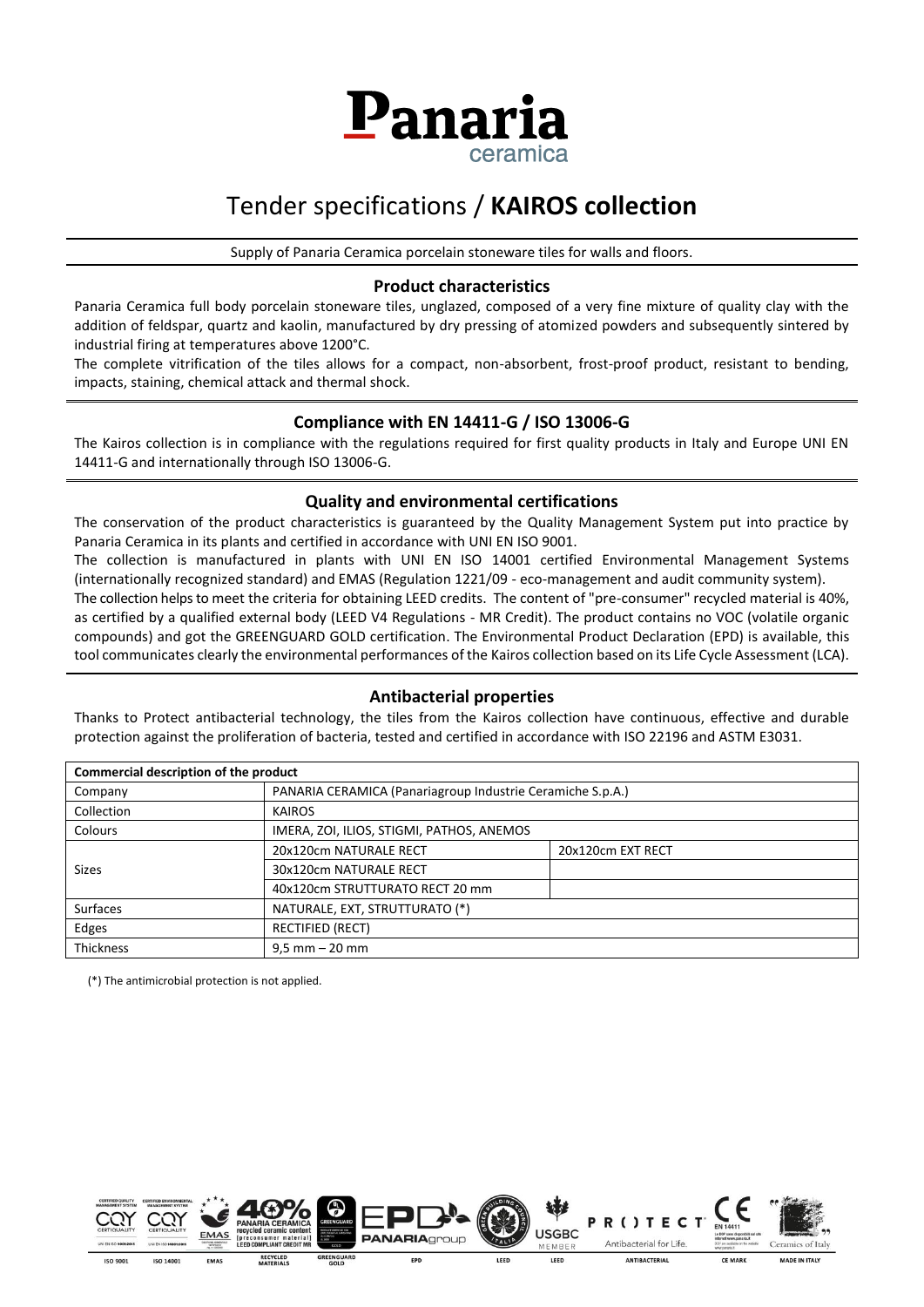# Tender specifications / **KAIROS collection**

Supply of Panaria Ceramica porcelain stoneware tiles for walls and floors.

## Product characteristics

Panaria Ceramica full body porcelain stoneware tiles, unglazed, composed of a very fine mixture of quality clay with the addition of feldspar, quartz and kaolin, manufactured by dry pressing of atomized powders and subsequently sintered by industrial firing at temperatures above 1200°C.

The complete vitrification of the tiles allows for a compact, non-absorbent, frost-proof product, resistant to bending, impacts, staining, chemical attack and thermal shock.

## Compliance with EN 14411-G / ISO 13006-G

The Kairos collection is in compliance with the regulations required for first quality products in Italy and Europe UNI EN 14411-G and internationally through ISO 13006-G.

## Quality and environmental certifications

The conservation of the product characteristics is guaranteed by the Quality Management System put into practice by Panaria Ceramica in its plants and certified in accordance with UNI EN ISO 9001.

The collection is manufactured in plants with UNI EN ISO 14001 certified Environmental Management Systems (internationally recognized standard) and EMAS (Regulation 1221/09 - eco-management and audit community system).

The collection helps to meet the criteria for obtaining LEED credits. The content of "pre-consumer" recycled material is 40%, as certified by a qualified external body (LEED V4 Regulations - MR Credit). The product contains no VOC (volatile organic compounds) and got the GREENGUARD GOLD certification. The Environmental Product Declaration (EPD) is available, this tool communicates clearly the environmental performances of the Kairos collection based on its Life Cycle Assessment (LCA).

## Antibacterial properties

Thanks to Protect antibacterial technology, the tiles from the Kairos collection have continuous, effective and durable protection against the proliferation of bacteria, tested and certified in accordance with ISO 22196 and ASTM E3031.

| Commercial description of the product | | |
|---|---|---|
| Company | PANARIA CERAMICA (Panariagroup Industrie Ceramiche S.p.A.) | |
| Collection | KAIROS | |
| Colours | IMERA, ZOI, ILIOS, STIGMI, PATHOS, ANEMOS | |
| Sizes | 20x120cm NATURALE RECT | 20x120cm EXT RECT |
| | 30x120cm NATURALE RECT | |
| | 40x120cm STRUTTURATO RECT 20 mm | |
| Surfaces | NATURALE, EXT, STRUTTURATO (*) | |
| Edges | RECTIFIED (RECT) | |
| Thickness | 9,5 mm – 20 mm | |

(*) The antimicrobial protection is not applied.

ISO 9001 | ISO 14001 | EMAS | RECYCLED MATERIALS | GREENGUARD GOLD | EPD | LEED | LEED | ANTIBACTERIAL | CE MARK | MADE IN ITALY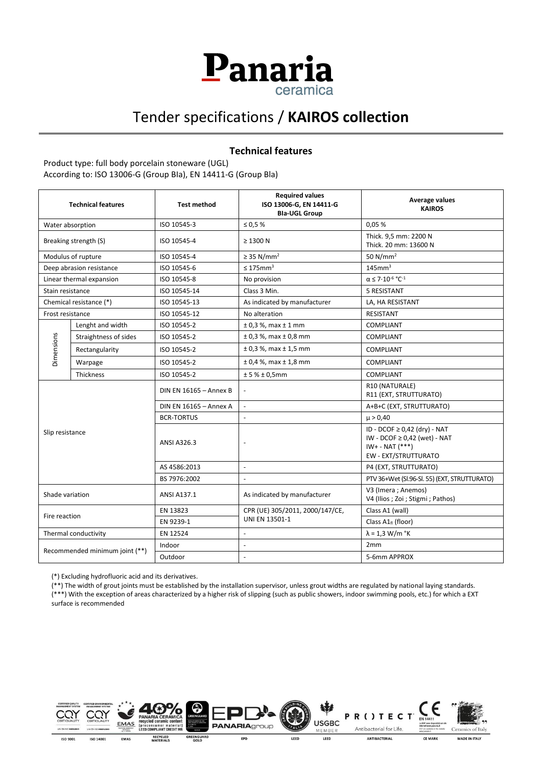# Panaria ceramica

# Tender specifications / **KAIROS collection**

## Technical features

Product type: full body porcelain stoneware (UGL)
According to: ISO 13006-G (Group BIa), EN 14411-G (Group Bla)

| Technical features | | Test method | Required values ISO 13006-G, EN 14411-G BIa-UGL Group | Average values KAIROS |
|---|---|---|---|---|
| Water absorption | | ISO 10545-3 | ≤ 0,5 % | 0,05 % |
| Breaking strength (S) | | ISO 10545-4 | ≥ 1300 N | Thick. 9,5 mm: 2200 N<br>Thick. 20 mm: 13600 N |
| Modulus of rupture | | ISO 10545-4 | ≥ 35 N/mm² | 50 N/mm² |
| Deep abrasion resistance | | ISO 10545-6 | ≤ 175mm³ | 145mm³ |
| Linear thermal expansion | | ISO 10545-8 | No provision | $\alpha \leq 7 \cdot 10^{-6}$ °C$^{-1}$ |
| Stain resistance | | ISO 10545-14 | Class 3 Min. | 5 RESISTANT |
| Chemical resistance (*) | | ISO 10545-13 | As indicated by manufacturer | LA, HA RESISTANT |
| Frost resistance | | ISO 10545-12 | No alteration | RESISTANT |
| Dimensions | Lenght and width | ISO 10545-2 | ± 0,3 %, max ± 1 mm | COMPLIANT |
| | Straightness of sides | ISO 10545-2 | ± 0,3 %, max ± 0,8 mm | COMPLIANT |
| | Rectangularity | ISO 10545-2 | ± 0,3 %, max ± 1,5 mm | COMPLIANT |
| | Warpage | ISO 10545-2 | ± 0,4 %, max ± 1,8 mm | COMPLIANT |
| | Thickness | ISO 10545-2 | ± 5 % ± 0,5mm | COMPLIANT |
| Slip resistance | | DIN EN 16165 – Annex B | - | R10 (NATURALE)<br>R11 (EXT, STRUTTURATO) |
| | | DIN EN 16165 – Annex A | - | A+B+C (EXT, STRUTTURATO) |
| | | BCR-TORTUS | - | $\mu > 0,40$ |
| | | ANSI A326.3 | - | ID - DCOF ≥ 0,42 (dry) - NAT<br>IW - DCOF ≥ 0,42 (wet) - NAT<br>IW+ - NAT (***)<br>EW - EXT/STRUTTURATO |
| | | AS 4586:2013 | - | P4 (EXT, STRUTTURATO) |
| | | BS 7976:2002 | - | PTV 36+Wet (Sl.96-Sl. 55) (EXT, STRUTTURATO) |
| Shade variation | | ANSI A137.1 | As indicated by manufacturer | V3 (Imera ; Anemos)<br>V4 (Ilios ; Zoi ; Stigmi ; Pathos) |
| Fire reaction | | EN 13823 | CPR (UE) 305/2011, 2000/147/CE, UNI EN 13501-1 | Class A1 (wall) |
| | | EN 9239-1 | | Class $A1_{fl}$ (floor) |
| Thermal conductivity | | EN 12524 | - | $\lambda$ = 1,3 W/m °K |
| Recommended minimum joint (**) | | Indoor | - | 2mm |
| | | Outdoor | - | 5-6mm APPROX |

(*) Excluding hydrofluoric acid and its derivatives.
(**) The width of grout joints must be established by the installation supervisor, unless grout widths are regulated by national laying standards.
(***) With the exception of areas characterized by a higher risk of slipping (such as public showers, indoor swimming pools, etc.) for which a EXT surface is recommended

ISO 9001 | ISO 14001 | EMAS | RECYCLED MATERIALS | GREENGUARD GOLD | EPD | LEED | LEED | ANTIBACTERIAL | CE MARK | MADE IN ITALY